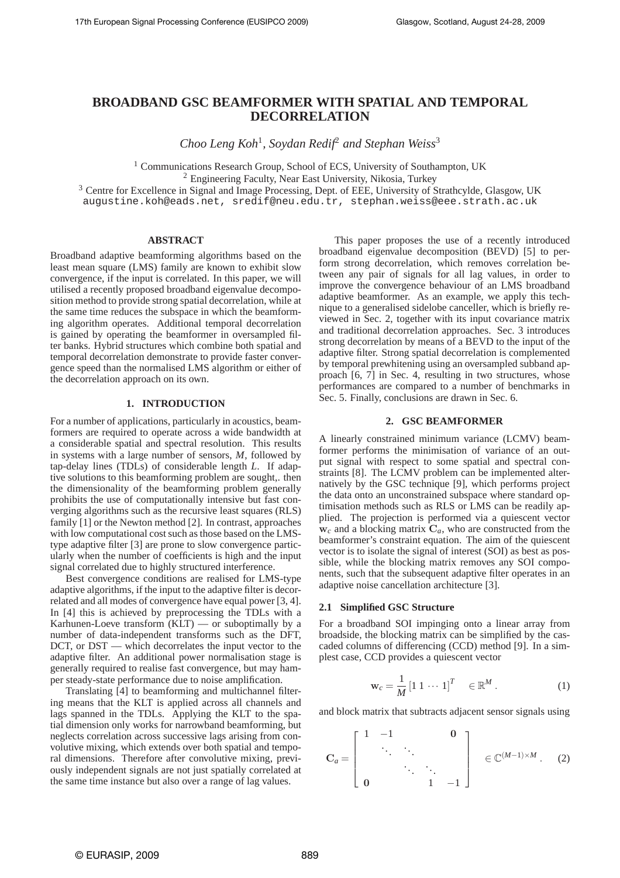# BROADBAND GSC BEAMFORMER WITH SPATIAL AND TEMPORAL DECORRELATION

*Choo Leng Koh*[1], *Soydan Redif*[2] *and Stephan Weiss*[3]

[1] Communications Research Group, School of ECS, University of Southampton, UK
[2] Engineering Faculty, Near East University, Nikosia, Turkey
[3] Centre for Excellence in Signal and Image Processing, Dept. of EEE, University of Strathcylde, Glasgow, UK
augustine.koh@eads.net, sredif@neu.edu.tr, stephan.weiss@eee.strath.ac.uk

## ABSTRACT

Broadband adaptive beamforming algorithms based on the least mean square (LMS) family are known to exhibit slow convergence, if the input is correlated. In this paper, we will utilised a recently proposed broadband eigenvalue decomposition method to provide strong spatial decorrelation, while at the same time reduces the subspace in which the beamforming algorithm operates. Additional temporal decorrelation is gained by operating the beamformer in oversampled filter banks. Hybrid structures which combine both spatial and temporal decorrelation demonstrate to provide faster convergence speed than the normalised LMS algorithm or either of the decorrelation approach on its own.

## 1. INTRODUCTION

For a number of applications, particularly in acoustics, beamformers are required to operate across a wide bandwidth at a considerable spatial and spectral resolution. This results in systems with a large number of sensors, $M$, followed by tap-delay lines (TDLs) of considerable length $L$. If adaptive solutions to this beamforming problem are sought,. then the dimensionality of the beamforming problem generally prohibits the use of computationally intensive but fast converging algorithms such as the recursive least squares (RLS) family [1] or the Newton method [2]. In contrast, approaches with low computational cost such as those based on the LMS-type adaptive filter [3] are prone to slow convergence particularly when the number of coefficients is high and the input signal correlated due to highly structured interference.

Best convergence conditions are realised for LMS-type adaptive algorithms, if the input to the adaptive filter is decorrelated and all modes of convergence have equal power [3, 4]. In [4] this is achieved by preprocessing the TDLs with a Karhunen-Loeve transform (KLT) — or suboptimally by a number of data-independent transforms such as the DFT, DCT, or DST — which decorrelates the input vector to the adaptive filter. An additional power normalisation stage is generally required to realise fast convergence, but may hamper steady-state performance due to noise amplification.

Translating [4] to beamforming and multichannel filtering means that the KLT is applied across all channels and lags spanned in the TDLs. Applying the KLT to the spatial dimension only works for narrowband beamforming, but neglects correlation across successive lags arising from convolutive mixing, which extends over both spatial and temporal dimensions. Therefore after convolutive mixing, previously independent signals are not just spatially correlated at the same time instance but also over a range of lag values.

This paper proposes the use of a recently introduced broadband eigenvalue decomposition (BEVD) [5] to perform strong decorrelation, which removes correlation between any pair of signals for all lag values, in order to improve the convergence behaviour of an LMS broadband adaptive beamformer. As an example, we apply this technique to a generalised sidelobe canceller, which is briefly reviewed in Sec. 2, together with its input covariance matrix and traditional decorrelation approaches. Sec. 3 introduces strong decorrelation by means of a BEVD to the input of the adaptive filter. Strong spatial decorrelation is complemented by temporal prewhitening using an oversampled subband approach [6, 7] in Sec. 4, resulting in two structures, whose performances are compared to a number of benchmarks in Sec. 5. Finally, conclusions are drawn in Sec. 6.

## 2. GSC BEAMFORMER

A linearly constrained minimum variance (LCMV) beamformer performs the minimisation of variance of an output signal with respect to some spatial and spectral constraints [8]. The LCMV problem can be implemented alternatively by the GSC technique [9], which performs project the data onto an unconstrained subspace where standard optimisation methods such as RLS or LMS can be readily applied. The projection is performed via a quiescent vector $\mathbf{w}_c$ and a blocking matrix $\mathbf{C}_a$, who are constructed from the beamformer's constraint equation. The aim of the quiescent vector is to isolate the signal of interest (SOI) as best as possible, while the blocking matrix removes any SOI components, such that the subsequent adaptive filter operates in an adaptive noise cancellation architecture [3].

### 2.1 Simplified GSC Structure

For a broadband SOI impinging onto a linear array from broadside, the blocking matrix can be simplified by the cascaded columns of differencing (CCD) method [9]. In a simplest case, CCD provides a quiescent vector

$$\mathbf{w}_c = \frac{1}{M}\,[1\;1\;\cdots\;1]^T \quad \in \mathbb{R}^M \,. \tag{1}$$

and block matrix that subtracts adjacent sensor signals using

$$\mathbf{C}_a = \begin{bmatrix} 1 & -1 & & & \mathbf{0} \\ & \ddots & \ddots & & \\ & & \ddots & \ddots & \\ \mathbf{0} & & & 1 & -1 \end{bmatrix} \quad \in \mathbb{C}^{(M-1)\times M} \,. \tag{2}$$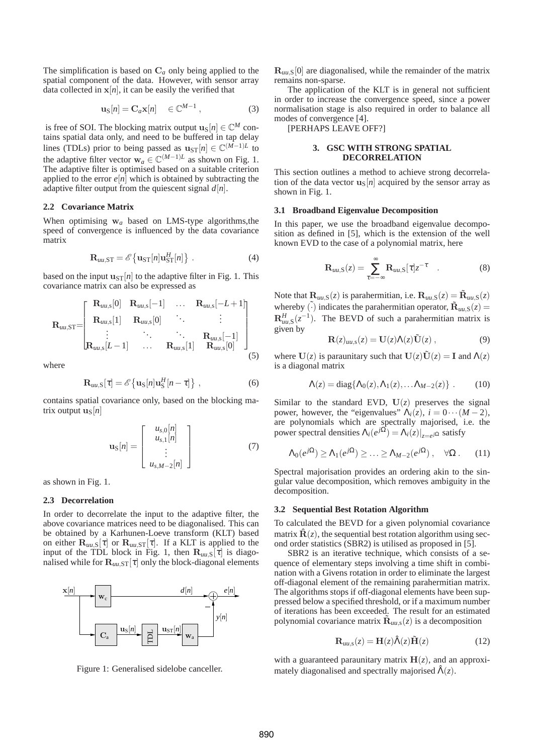The simplification is based on $\mathbf{C}_a$ only being applied to the spatial component of the data. However, with sensor array data collected in $\mathbf{x}[n]$, it can be easily the verified that

$$\mathbf{u}_\mathrm{S}[n] = \mathbf{C}_a \mathbf{x}[n] \quad \in \mathbb{C}^{M-1}\,, \tag{3}$$

is free of SOI. The blocking matrix output $\mathbf{u}_\mathrm{S}[n] \in \mathbb{C}^M$ contains spatial data only, and need to be buffered in tap delay lines (TDLs) prior to being passed as $\mathbf{u}_\mathrm{ST}[n] \in \mathbb{C}^{(M-1)L}$ to the adaptive filter vector $\mathbf{w}_a \in \mathbb{C}^{(M-1)L}$ as shown on Fig. 1. The adaptive filter is optimised based on a suitable criterion applied to the error $e[n]$ which is obtained by subtracting the adaptive filter output from the quiescent signal $d[n]$.

### 2.2 Covariance Matrix

When optimising $\mathbf{w}_a$ based on LMS-type algorithms,the speed of convergence is influenced by the data covariance matrix

$$\mathbf{R}_{uu,\mathrm{ST}} = \mathscr{E}\left\{\mathbf{u}_\mathrm{ST}[n]\mathbf{u}_\mathrm{ST}^H[n]\right\}\,. \tag{4}$$

based on the input $\mathbf{u}_\mathrm{ST}[n]$ to the adaptive filter in Fig. 1. This covariance matrix can also be expressed as

$$\mathbf{R}_{uu,\mathrm{ST}} = \begin{bmatrix} \mathbf{R}_{uu,s}[0] & \mathbf{R}_{uu,s}[-1] & \dots & \mathbf{R}_{uu,s}[-L+1] \\ \mathbf{R}_{uu,s}[1] & \mathbf{R}_{uu,s}[0] & \ddots & \vdots \\ \vdots & \ddots & \ddots & \mathbf{R}_{uu,s}[-1] \\ \mathbf{R}_{uu,s}[L-1] & \dots & \mathbf{R}_{uu,s}[1] & \mathbf{R}_{uu,s}[0] \end{bmatrix} \tag{5}$$

where

$$\mathbf{R}_{uu,\mathrm{S}}[\tau] = \mathscr{E}\left\{\mathbf{u}_\mathrm{S}[n]\mathbf{u}_\mathrm{S}^H[n-\tau]\right\}\,, \tag{6}$$

contains spatial covariance only, based on the blocking matrix output $\mathbf{u}_\mathrm{S}[n]$

$$\mathbf{u}_\mathrm{S}[n] = \begin{bmatrix} u_{s,0}[n] \\ u_{s,1}[n] \\ \vdots \\ u_{s,M-2}[n] \end{bmatrix} \tag{7}$$

as shown in Fig. 1.

### 2.3 Decorrelation

In order to decorrelate the input to the adaptive filter, the above covariance matrices need to be diagonalised. This can be obtained by a Karhunen-Loeve transform (KLT) based on either $\mathbf{R}_{uu,\mathrm{S}}[\tau]$ or $\mathbf{R}_{uu,\mathrm{ST}}[\tau]$. If a KLT is applied to the input of the TDL block in Fig. 1, then $\mathbf{R}_{uu,\mathrm{S}}[\tau]$ is diagonalised while for $\mathbf{R}_{uu,\mathrm{ST}}[\tau]$ only the block-diagonal elements $\mathbf{R}_{uu,\mathrm{S}}[0]$ are diagonalised, while the remainder of the matrix remains non-sparse.

Figure 1: Generalised sidelobe canceller.

The application of the KLT is in general not sufficient in order to increase the convergence speed, since a power normalisation stage is also required in order to balance all modes of convergence [4].

[PERHAPS LEAVE OFF?]

## 3. GSC WITH STRONG SPATIAL DECORRELATION

This section outlines a method to achieve strong decorrelation of the data vector $\mathbf{u}_\mathrm{S}[n]$ acquired by the sensor array as shown in Fig. 1.

### 3.1 Broadband Eigenvalue Decomposition

In this paper, we use the broadband eigenvalue decomposition as defined in [5], which is the extension of the well known EVD to the case of a polynomial matrix, here

$$\mathbf{R}_{uu,\mathrm{S}}(z) = \sum_{\tau=-\infty}^{\infty} \mathbf{R}_{uu,\mathrm{S}}[\tau] z^{-\tau} \quad . \tag{8}$$

Note that $\mathbf{R}_{uu,\mathrm{S}}(z)$ is parahermitian, i.e. $\mathbf{R}_{uu,\mathrm{S}}(z) = \tilde{\mathbf{R}}_{uu,\mathrm{S}}(z)$ whereby $\tilde{(\cdot)}$ indicates the parahermitian operator, $\tilde{\mathbf{R}}_{uu,\mathrm{S}}(z) = \mathbf{R}_{uu,\mathrm{S}}^H(z^{-1})$. The BEVD of such a parahermitian matrix is given by

$$\mathbf{R}(z)_{uu,s}(z) = \mathbf{U}(z)\Lambda(z)\tilde{\mathbf{U}}(z)\,, \tag{9}$$

where $\mathbf{U}(z)$ is paraunitary such that $\mathbf{U}(z)\tilde{\mathbf{U}}(z) = \mathbf{I}$ and $\Lambda(z)$ is a diagonal matrix

$$\Lambda(z) = \mathrm{diag}\{\Lambda_0(z), \Lambda_1(z), \dots \Lambda_{M-2}(z)\}\,. \tag{10}$$

Similar to the standard EVD, $\mathbf{U}(z)$ preserves the signal power, however, the "eigenvalues" $\Lambda_i(z)$, $i = 0 \cdots (M-2)$, are polynomials which are spectrally majorised, i.e. the power spectral densities $\Lambda_i(e^{j\Omega}) = \Lambda_i(z)|_{z=e^{j\Omega}}$ satisfy

$$\Lambda_0(e^{j\Omega}) \geq \Lambda_1(e^{j\Omega}) \geq \ldots \geq \Lambda_{M-2}(e^{j\Omega})\,, \quad \forall \Omega\,. \tag{11}$$

Spectral majorisation provides an ordering akin to the singular value decomposition, which removes ambiguity in the decomposition.

### 3.2 Sequential Best Rotation Algorithm

To calculated the BEVD for a given polynomial covariance matrix $\hat{\mathbf{R}}(z)$, the sequential best rotation algorithm using second order statistics (SBR2) is utilised as proposed in [5].

SBR2 is an iterative technique, which consists of a sequence of elementary steps involving a time shift in combination with a Givens rotation in order to eliminate the largest off-diagonal element of the remaining parahermitian matrix. The algorithms stops if off-diagonal elements have been suppressed below a specified threshold, or if a maximum number of iterations has been exceeded. The result for an estimated polynomial covariance matrix $\hat{\mathbf{R}}_{uu,s}(z)$ is a decomposition

$$\mathbf{R}_{uu,s}(z) = \mathbf{H}(z)\hat{\Lambda}(z)\tilde{\mathbf{H}}(z) \tag{12}$$

with a guaranteed paraunitary matrix $\mathbf{H}(z)$, and an approximately diagonalised and spectrally majorised $\hat{\Lambda}(z)$.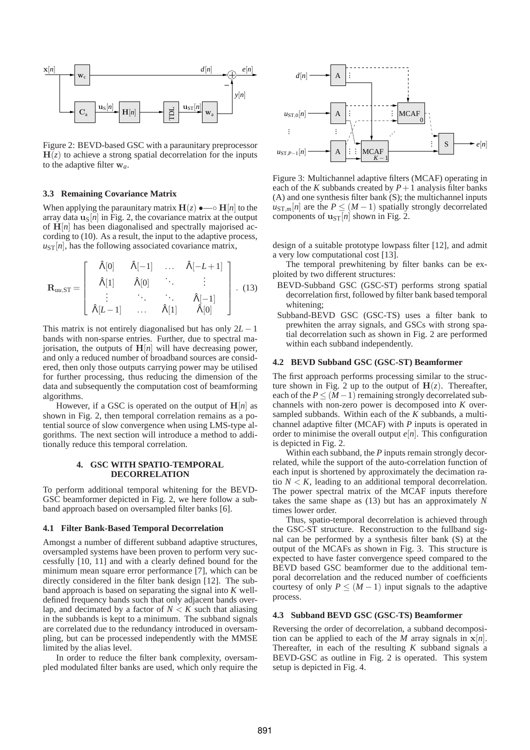Figure 2: BEVD-based GSC with a paraunitary preprocessor $\mathbf{H}(z)$ to achieve a strong spatial decorrelation for the inputs to the adaptive filter $\mathbf{w}_a$.

### 3.3 Remaining Covariance Matrix

When applying the paraunitary matrix $\mathbf{H}(z)$ •—○ $\mathbf{H}[n]$ to the array data $\mathbf{u}_\mathrm{S}[n]$ in Fig. 2, the covariance matrix at the output of $\mathbf{H}[n]$ has been diagonalised and spectrally majorised according to (10). As a result, the input to the adaptive process, $u_\mathrm{ST}[n]$, has the following associated covariance matrix,

$$\mathbf{R}_{uu,\mathrm{ST}} = \begin{bmatrix} \hat{\Lambda}[0] & \hat{\Lambda}[-1] & \dots & \hat{\Lambda}[-L+1] \\ \hat{\Lambda}[1] & \hat{\Lambda}[0] & \ddots & \vdots \\ \vdots & \ddots & \ddots & \hat{\Lambda}[-1] \\ \hat{\Lambda}[L-1] & \dots & \hat{\Lambda}[1] & \hat{\Lambda}[0] \end{bmatrix}. \quad (13)$$

This matrix is not entirely diagonalised but has only $2L-1$ bands with non-sparse entries. Further, due to spectral majorisation, the outputs of $\mathbf{H}[n]$ will have decreasing power, and only a reduced number of broadband sources are considered, then only those outputs carrying power may be utilised for further processing, thus reducing the dimension of the data and subsequently the computation cost of beamforming algorithms.

However, if a GSC is operated on the output of $\mathbf{H}[n]$ as shown in Fig. 2, then temporal correlation remains as a potential source of slow convergence when using LMS-type algorithms. The next section will introduce a method to additionally reduce this temporal correlation.

## 4. GSC WITH SPATIO-TEMPORAL DECORRELATION

To perform additional temporal whitening for the BEVD-GSC beamformer depicted in Fig. 2, we here follow a subband approach based on oversampled filter banks [6].

### 4.1 Filter Bank-Based Temporal Decorrelation

Amongst a number of different subband adaptive structures, oversampled systems have been proven to perform very successfully [10, 11] and with a clearly defined bound for the minimum mean square error performance [7], which can be directly considered in the filter bank design [12]. The subband approach is based on separating the signal into $K$ well-defined frequency bands such that only adjacent bands overlap, and decimated by a factor of $N < K$ such that aliasing in the subbands is kept to a minimum. The subband signals are correlated due to the redundancy introduced in oversampling, but can be processed independently with the MMSE limited by the alias level.

In order to reduce the filter bank complexity, oversampled modulated filter banks are used, which only require the design of a suitable prototype lowpass filter [12], and admit a very low computational cost [13].

Figure 3: Multichannel adaptive filters (MCAF) operating in each of the $K$ subbands created by $P+1$ analysis filter banks (A) and one synthesis filter bank (S); the multichannel inputs $u_{\mathrm{ST},m}[n]$ are the $P \leq (M-1)$ spatially strongly decorrelated components of $\mathbf{u}_\mathrm{ST}[n]$ shown in Fig. 2.

The temporal prewhitening by filter banks can be exploited by two different structures:

- BEVD-Subband GSC (GSC-ST) performs strong spatial decorrelation first, followed by filter bank based temporal whitening;
- Subband-BEVD GSC (GSC-TS) uses a filter bank to prewhiten the array signals, and GSCs with strong spatial decorrelation such as shown in Fig. 2 are performed within each subband independently.

### 4.2 BEVD Subband GSC (GSC-ST) Beamformer

The first approach performs processing similar to the structure shown in Fig. 2 up to the output of $\mathbf{H}(z)$. Thereafter, each of the $P \leq (M-1)$ remaining strongly decorrelated subchannels with non-zero power is decomposed into $K$ oversampled subbands. Within each of the $K$ subbands, a multichannel adaptive filter (MCAF) with $P$ inputs is operated in order to minimise the overall output $e[n]$. This configuration is depicted in Fig. 2.

Within each subband, the $P$ inputs remain strongly decorrelated, while the support of the auto-correlation function of each input is shortened by approximately the decimation ratio $N < K$, leading to an additional temporal decorrelation. The power spectral matrix of the MCAF inputs therefore takes the same shape as (13) but has an approximately $N$ times lower order.

Thus, spatio-temporal decorrelation is achieved through the GSC-ST structure. Reconstruction to the fullband signal can be performed by a synthesis filter bank (S) at the output of the MCAFs as shown in Fig. 3. This structure is expected to have faster convergence speed compared to the BEVD based GSC beamformer due to the additional temporal decorrelation and the reduced number of coefficients courtesy of only $P \leq (M-1)$ input signals to the adaptive process.

### 4.3 Subband BEVD GSC (GSC-TS) Beamformer

Reversing the order of decorrelation, a subband decomposition can be applied to each of the $M$ array signals in $\mathbf{x}[n]$. Thereafter, in each of the resulting $K$ subband signals a BEVD-GSC as outline in Fig. 2 is operated. This system setup is depicted in Fig. 4.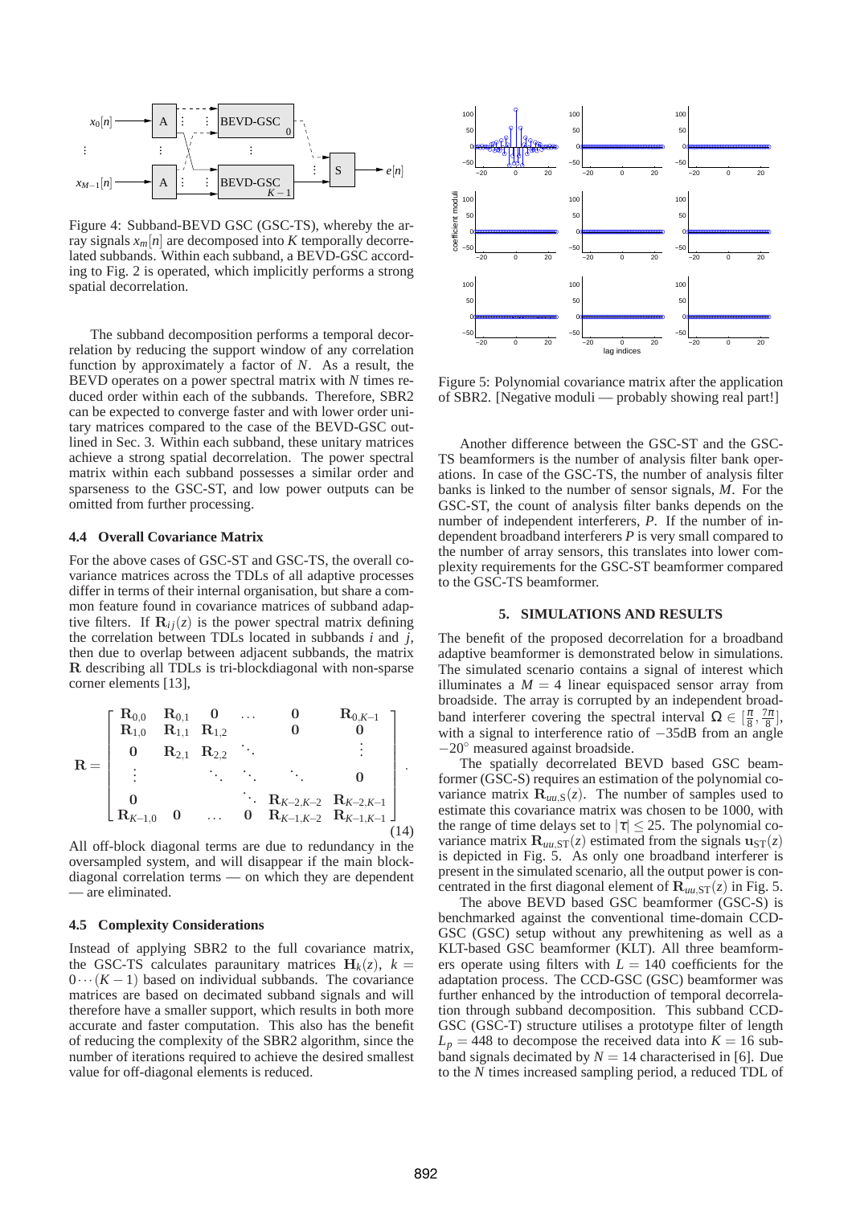Figure 4: Subband-BEVD GSC (GSC-TS), whereby the array signals $x_m[n]$ are decomposed into $K$ temporally decorrelated subbands. Within each subband, a BEVD-GSC according to Fig. 2 is operated, which implicitly performs a strong spatial decorrelation.

The subband decomposition performs a temporal decorrelation by reducing the support window of any correlation function by approximately a factor of $N$. As a result, the BEVD operates on a power spectral matrix with $N$ times reduced order within each of the subbands. Therefore, SBR2 can be expected to converge faster and with lower order unitary matrices compared to the case of the BEVD-GSC outlined in Sec. 3. Within each subband, these unitary matrices achieve a strong spatial decorrelation. The power spectral matrix within each subband possesses a similar order and sparseness to the GSC-ST, and low power outputs can be omitted from further processing.

### 4.4 Overall Covariance Matrix

For the above cases of GSC-ST and GSC-TS, the overall covariance matrices across the TDLs of all adaptive processes differ in terms of their internal organisation, but share a common feature found in covariance matrices of subband adaptive filters. If $\mathbf{R}_{ij}(z)$ is the power spectral matrix defining the correlation between TDLs located in subbands $i$ and $j$, then due to overlap between adjacent subbands, the matrix $\mathbf{R}$ describing all TDLs is tri-blockdiagonal with non-sparse corner elements [13],

$$
\mathbf{R} = \begin{bmatrix}
\mathbf{R}_{0,0} & \mathbf{R}_{0,1} & \mathbf{0} & \cdots & \mathbf{0} & \mathbf{R}_{0,K-1} \\
\mathbf{R}_{1,0} & \mathbf{R}_{1,1} & \mathbf{R}_{1,2} & & \mathbf{0} & \mathbf{0} \\
\mathbf{0} & \mathbf{R}_{2,1} & \mathbf{R}_{2,2} & \ddots & & \vdots \\
\vdots & & \ddots & \ddots & \ddots & \mathbf{0} \\
\mathbf{0} & & & \ddots & \mathbf{R}_{K-2,K-2} & \mathbf{R}_{K-2,K-1} \\
\mathbf{R}_{K-1,0} & \mathbf{0} & \cdots & \mathbf{0} & \mathbf{R}_{K-1,K-2} & \mathbf{R}_{K-1,K-1}
\end{bmatrix} . \quad (14)
$$

All off-block diagonal terms are due to redundancy in the oversampled system, and will disappear if the main block-diagonal correlation terms — on which they are dependent — are eliminated.

### 4.5 Complexity Considerations

Instead of applying SBR2 to the full covariance matrix, the GSC-TS calculates paraunitary matrices $\mathbf{H}_k(z)$, $k = 0 \cdots (K-1)$ based on individual subbands. The covariance matrices are based on decimated subband signals and will therefore have a smaller support, which results in both more accurate and faster computation. This also has the benefit of reducing the complexity of the SBR2 algorithm, since the number of iterations required to achieve the desired smallest value for off-diagonal elements is reduced.

Figure 5: Polynomial covariance matrix after the application of SBR2. [Negative moduli — probably showing real part!]

Another difference between the GSC-ST and the GSC-TS beamformers is the number of analysis filter bank operations. In case of the GSC-TS, the number of analysis filter banks is linked to the number of sensor signals, $M$. For the GSC-ST, the count of analysis filter banks depends on the number of independent interferers, $P$. If the number of independent broadband interferers $P$ is very small compared to the number of array sensors, this translates into lower complexity requirements for the GSC-ST beamformer compared to the GSC-TS beamformer.

## 5. SIMULATIONS AND RESULTS

The benefit of the proposed decorrelation for a broadband adaptive beamformer is demonstrated below in simulations. The simulated scenario contains a signal of interest which illuminates a $M = 4$ linear equispaced sensor array from broadside. The array is corrupted by an independent broadband interferer covering the spectral interval $\Omega \in [\frac{\pi}{8}, \frac{7\pi}{8}]$, with a signal to interference ratio of $-35$dB from an angle $-20^\circ$ measured against broadside.

The spatially decorrelated BEVD based GSC beamformer (GSC-S) requires an estimation of the polynomial covariance matrix $\mathbf{R}_{uu,\mathrm{S}}(z)$. The number of samples used to estimate this covariance matrix was chosen to be 1000, with the range of time delays set to $|\tau| \leq 25$. The polynomial covariance matrix $\mathbf{R}_{uu,\mathrm{ST}}(z)$ estimated from the signals $\mathbf{u}_{\mathrm{ST}}(z)$ is depicted in Fig. 5. As only one broadband interferer is present in the simulated scenario, all the output power is concentrated in the first diagonal element of $\mathbf{R}_{uu,\mathrm{ST}}(z)$ in Fig. 5.

The above BEVD based GSC beamformer (GSC-S) is benchmarked against the conventional time-domain CCD-GSC (GSC) setup without any prewhitening as well as a KLT-based GSC beamformer (KLT). All three beamformers operate using filters with $L = 140$ coefficients for the adaptation process. The CCD-GSC (GSC) beamformer was further enhanced by the introduction of temporal decorrelation through subband decomposition. This subband CCD-GSC (GSC-T) structure utilises a prototype filter of length $L_p = 448$ to decompose the received data into $K = 16$ subband signals decimated by $N = 14$ characterised in [6]. Due to the $N$ times increased sampling period, a reduced TDL of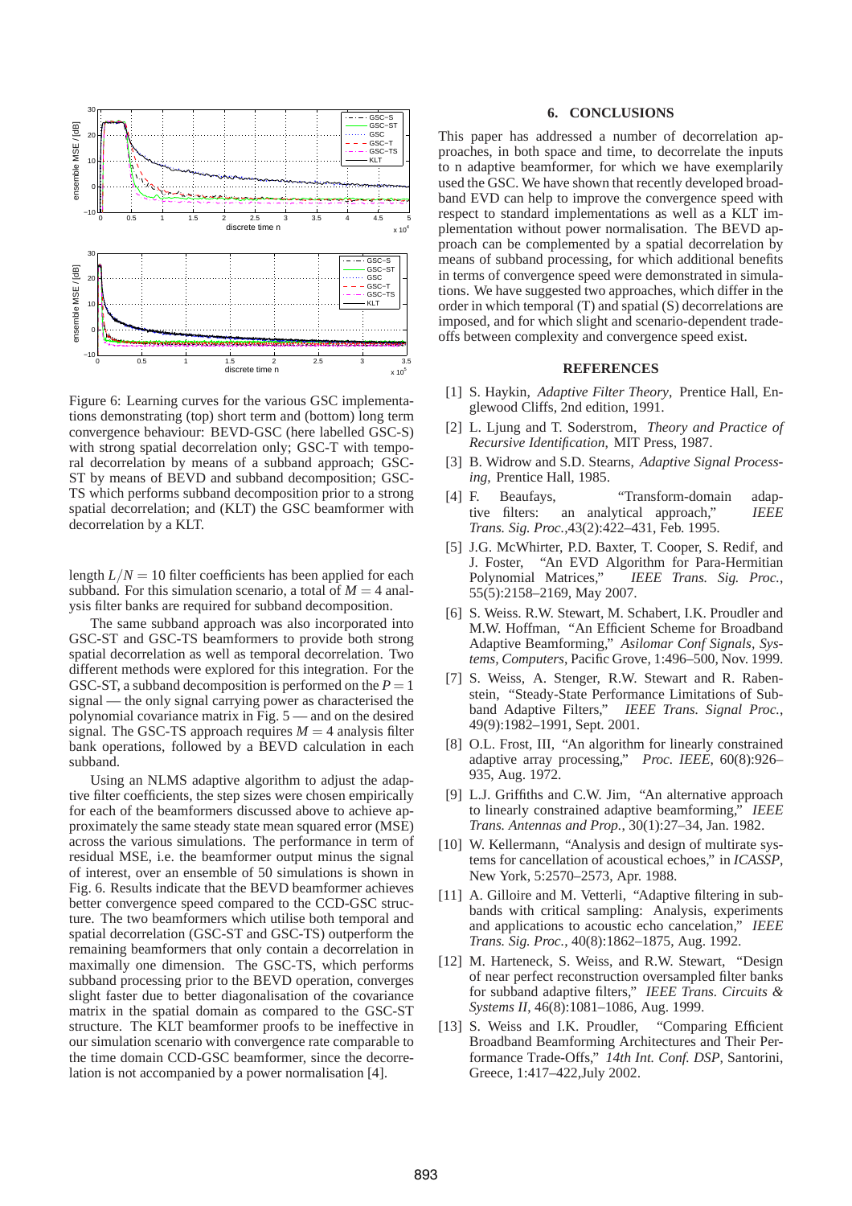ensemble MSE / [dB]

30
20
10
0
−10

0 0.5 1 1.5 2 2.5 3 3.5 4 4.5 5

discrete time n

x 10^4

GSC−S
GSC−ST
GSC
GSC−T
GSC−TS
KLT

ensemble MSE / [dB]

30
20
10
0
−10

0 0.5 1 1.5 2 2.5 3 3.5

discrete time n

x 10^5

GSC−S
GSC−ST
GSC
GSC−T
GSC−TS
KLT

Figure 6: Learning curves for the various GSC implementations demonstrating (top) short term and (bottom) long term convergence behaviour: BEVD-GSC (here labelled GSC-S) with strong spatial decorrelation only; GSC-T with temporal decorrelation by means of a subband approach; GSC-ST by means of BEVD and subband decomposition; GSC-TS which performs subband decomposition prior to a strong spatial decorrelation; and (KLT) the GSC beamformer with decorrelation by a KLT.

length $L/N = 10$ filter coefficients has been applied for each subband. For this simulation scenario, a total of $M = 4$ analysis filter banks are required for subband decomposition.

The same subband approach was also incorporated into GSC-ST and GSC-TS beamformers to provide both strong spatial decorrelation as well as temporal decorrelation. Two different methods were explored for this integration. For the GSC-ST, a subband decomposition is performed on the $P = 1$ signal — the only signal carrying power as characterised the polynomial covariance matrix in Fig. 5 — and on the desired signal. The GSC-TS approach requires $M = 4$ analysis filter bank operations, followed by a BEVD calculation in each subband.

Using an NLMS adaptive algorithm to adjust the adaptive filter coefficients, the step sizes were chosen empirically for each of the beamformers discussed above to achieve approximately the same steady state mean squared error (MSE) across the various simulations. The performance in term of residual MSE, i.e. the beamformer output minus the signal of interest, over an ensemble of 50 simulations is shown in Fig. 6. Results indicate that the BEVD beamformer achieves better convergence speed compared to the CCD-GSC structure. The two beamformers which utilise both temporal and spatial decorrelation (GSC-ST and GSC-TS) outperform the remaining beamformers that only contain a decorrelation in maximally one dimension. The GSC-TS, which performs subband processing prior to the BEVD operation, converges slight faster due to better diagonalisation of the covariance matrix in the spatial domain as compared to the GSC-ST structure. The KLT beamformer proofs to be ineffective in our simulation scenario with convergence rate comparable to the time domain CCD-GSC beamformer, since the decorrelation is not accompanied by a power normalisation [4].

## 6. CONCLUSIONS

This paper has addressed a number of decorrelation approaches, in both space and time, to decorrelate the inputs to n adaptive beamformer, for which we have exemplarily used the GSC. We have shown that recently developed broadband EVD can help to improve the convergence speed with respect to standard implementations as well as a KLT implementation without power normalisation. The BEVD approach can be complemented by a spatial decorrelation by means of subband processing, for which additional benefits in terms of convergence speed were demonstrated in simulations. We have suggested two approaches, which differ in the order in which temporal (T) and spatial (S) decorrelations are imposed, and for which slight and scenario-dependent tradeoffs between complexity and convergence speed exist.

## REFERENCES

[1] S. Haykin, *Adaptive Filter Theory*, Prentice Hall, Englewood Cliffs, 2nd edition, 1991.

[2] L. Ljung and T. Soderstrom, *Theory and Practice of Recursive Identification*, MIT Press, 1987.

[3] B. Widrow and S.D. Stearns, *Adaptive Signal Processing*, Prentice Hall, 1985.

[4] F. Beaufays, "Transform-domain adaptive filters: an analytical approach," *IEEE Trans. Sig. Proc.*,43(2):422–431, Feb. 1995.

[5] J.G. McWhirter, P.D. Baxter, T. Cooper, S. Redif, and J. Foster, "An EVD Algorithm for Para-Hermitian Polynomial Matrices," *IEEE Trans. Sig. Proc.*, 55(5):2158–2169, May 2007.

[6] S. Weiss. R.W. Stewart, M. Schabert, I.K. Proudler and M.W. Hoffman, "An Efficient Scheme for Broadband Adaptive Beamforming," *Asilomar Conf Signals, Systems, Computers*, Pacific Grove, 1:496–500, Nov. 1999.

[7] S. Weiss, A. Stenger, R.W. Stewart and R. Rabenstein, "Steady-State Performance Limitations of Subband Adaptive Filters," *IEEE Trans. Signal Proc.*, 49(9):1982–1991, Sept. 2001.

[8] O.L. Frost, III, "An algorithm for linearly constrained adaptive array processing," *Proc. IEEE*, 60(8):926–935, Aug. 1972.

[9] L.J. Griffiths and C.W. Jim, "An alternative approach to linearly constrained adaptive beamforming," *IEEE Trans. Antennas and Prop.*, 30(1):27–34, Jan. 1982.

[10] W. Kellermann, "Analysis and design of multirate systems for cancellation of acoustical echoes," in *ICASSP*, New York, 5:2570–2573, Apr. 1988.

[11] A. Gilloire and M. Vetterli, "Adaptive filtering in subbands with critical sampling: Analysis, experiments and applications to acoustic echo cancelation," *IEEE Trans. Sig. Proc.*, 40(8):1862–1875, Aug. 1992.

[12] M. Harteneck, S. Weiss, and R.W. Stewart, "Design of near perfect reconstruction oversampled filter banks for subband adaptive filters," *IEEE Trans. Circuits & Systems II*, 46(8):1081–1086, Aug. 1999.

[13] S. Weiss and I.K. Proudler, "Comparing Efficient Broadband Beamforming Architectures and Their Performance Trade-Offs," *14th Int. Conf. DSP*, Santorini, Greece, 1:417–422,July 2002.